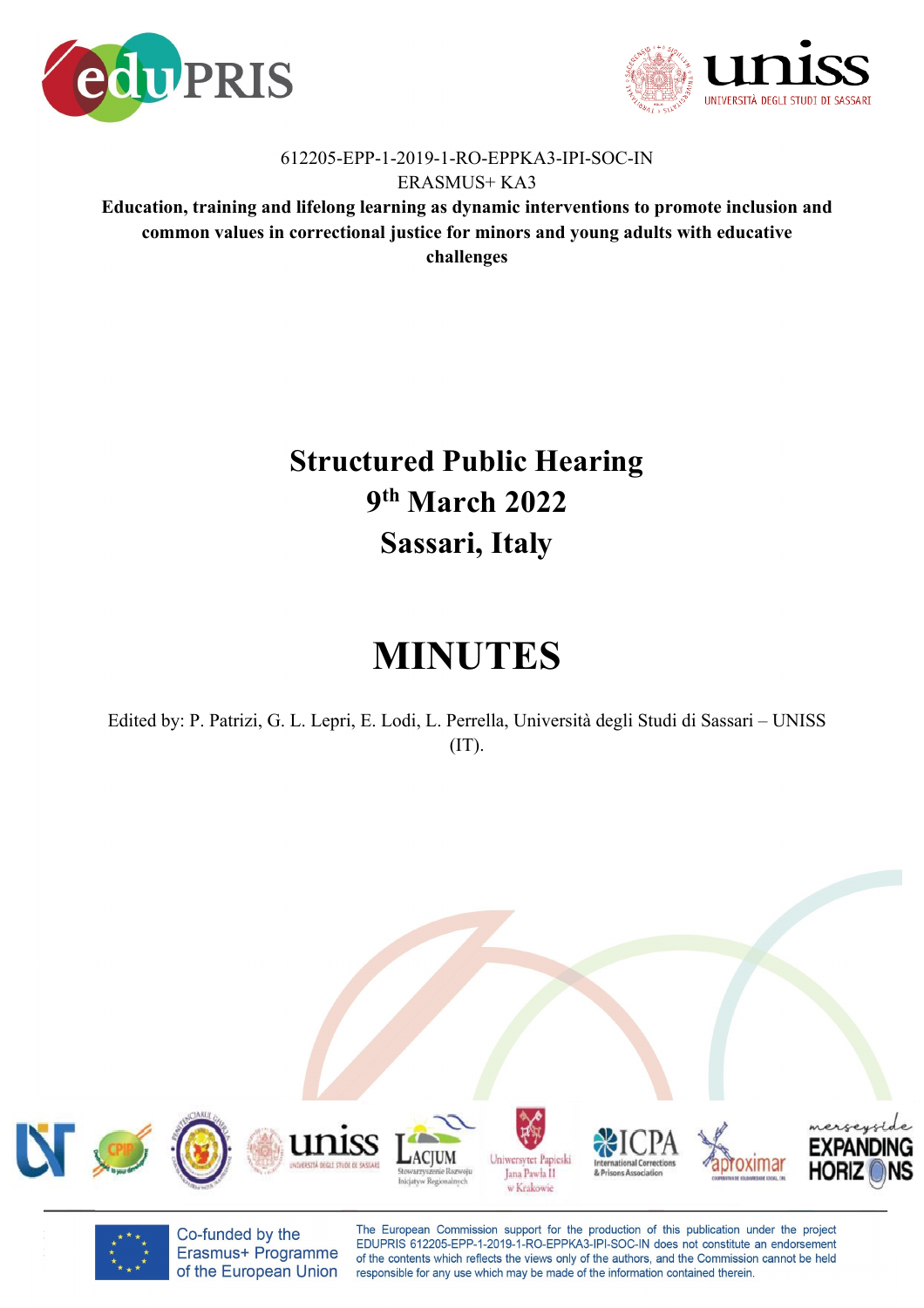612205-EPP-1-2019-1-RO-EPPKA3-IPI-SOC-IN

ERASMUS+ KA3

**Education, training and lifelong learning as dynamic interventions to promote inclusion and common values in correctional justice for minors and young adults with educative challenges**

# Structured Public Hearing
# 9th March 2022
# Sassari, Italy

# MINUTES

Edited by: P. Patrizi, G. L. Lepri, E. Lodi, L. Perrella, Università degli Studi di Sassari – UNISS (IT).

Co-funded by the Erasmus+ Programme of the European Union

The European Commission support for the production of this publication under the project EDUPRIS 612205-EPP-1-2019-1-RO-EPPKA3-IPI-SOC-IN does not constitute an endorsement of the contents which reflects the views only of the authors, and the Commission cannot be held responsible for any use which may be made of the information contained therein.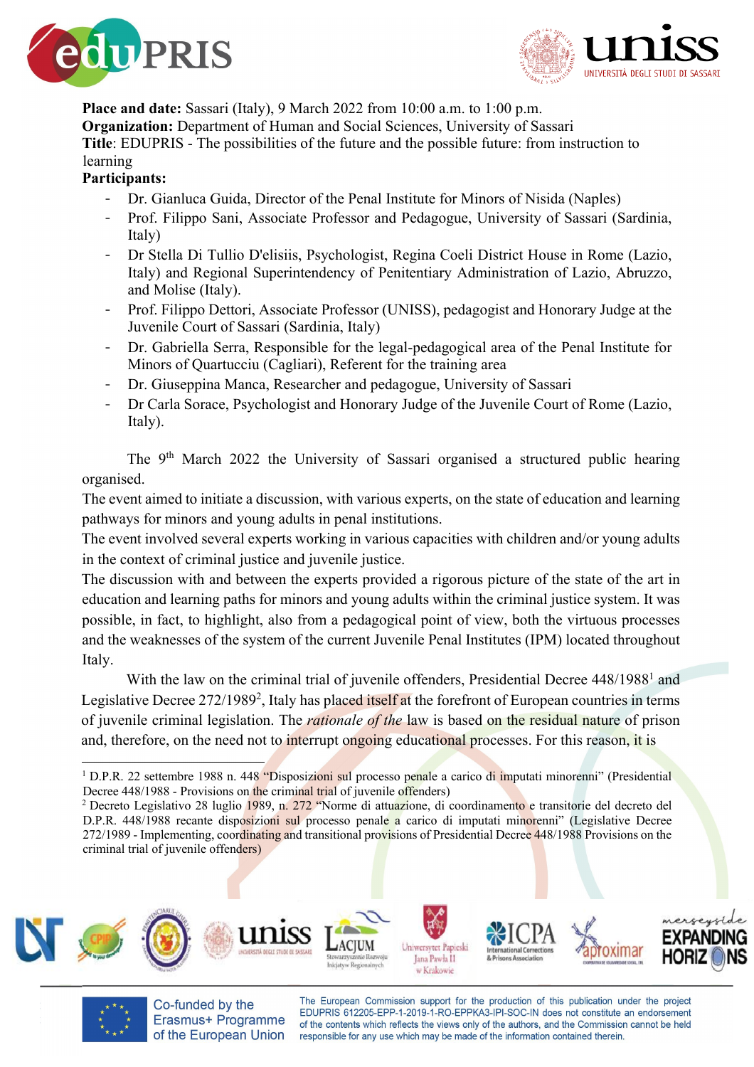**Place and date:** Sassari (Italy), 9 March 2022 from 10:00 a.m. to 1:00 p.m.
**Organization:** Department of Human and Social Sciences, University of Sassari
**Title**: EDUPRIS - The possibilities of the future and the possible future: from instruction to learning
**Participants:**

- Dr. Gianluca Guida, Director of the Penal Institute for Minors of Nisida (Naples)
- Prof. Filippo Sani, Associate Professor and Pedagogue, University of Sassari (Sardinia, Italy)
- Dr Stella Di Tullio D'elisiis, Psychologist, Regina Coeli District House in Rome (Lazio, Italy) and Regional Superintendency of Penitentiary Administration of Lazio, Abruzzo, and Molise (Italy).
- Prof. Filippo Dettori, Associate Professor (UNISS), pedagogist and Honorary Judge at the Juvenile Court of Sassari (Sardinia, Italy)
- Dr. Gabriella Serra, Responsible for the legal-pedagogical area of the Penal Institute for Minors of Quartucciu (Cagliari), Referent for the training area
- Dr. Giuseppina Manca, Researcher and pedagogue, University of Sassari
- Dr Carla Sorace, Psychologist and Honorary Judge of the Juvenile Court of Rome (Lazio, Italy).

The 9th March 2022 the University of Sassari organised a structured public hearing organised.

The event aimed to initiate a discussion, with various experts, on the state of education and learning pathways for minors and young adults in penal institutions.

The event involved several experts working in various capacities with children and/or young adults in the context of criminal justice and juvenile justice.

The discussion with and between the experts provided a rigorous picture of the state of the art in education and learning paths for minors and young adults within the criminal justice system. It was possible, in fact, to highlight, also from a pedagogical point of view, both the virtuous processes and the weaknesses of the system of the current Juvenile Penal Institutes (IPM) located throughout Italy.

With the law on the criminal trial of juvenile offenders, Presidential Decree 448/1988[1] and Legislative Decree 272/1989[2], Italy has placed itself at the forefront of European countries in terms of juvenile criminal legislation. The *rationale of the* law is based on the residual nature of prison and, therefore, on the need not to interrupt ongoing educational processes. For this reason, it is

[1] D.P.R. 22 settembre 1988 n. 448 "Disposizioni sul processo penale a carico di imputati minorenni" (Presidential Decree 448/1988 - Provisions on the criminal trial of juvenile offenders)

[2] Decreto Legislativo 28 luglio 1989, n. 272 "Norme di attuazione, di coordinamento e transitorie del decreto del D.P.R. 448/1988 recante disposizioni sul processo penale a carico di imputati minorenni" (Legislative Decree 272/1989 - Implementing, coordinating and transitional provisions of Presidential Decree 448/1988 Provisions on the criminal trial of juvenile offenders)

Co-funded by the Erasmus+ Programme of the European Union

The European Commission support for the production of this publication under the project EDUPRIS 612205-EPP-1-2019-1-RO-EPPKA3-IPI-SOC-IN does not constitute an endorsement of the contents which reflects the views only of the authors, and the Commission cannot be held responsible for any use which may be made of the information contained therein.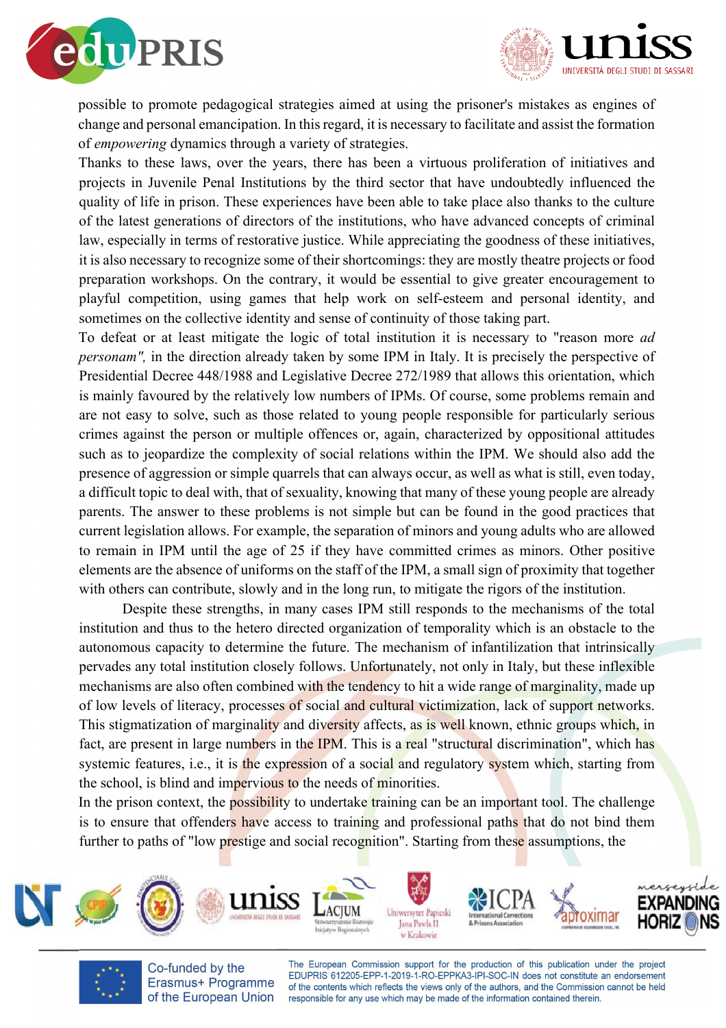possible to promote pedagogical strategies aimed at using the prisoner's mistakes as engines of change and personal emancipation. In this regard, it is necessary to facilitate and assist the formation of *empowering* dynamics through a variety of strategies.

Thanks to these laws, over the years, there has been a virtuous proliferation of initiatives and projects in Juvenile Penal Institutions by the third sector that have undoubtedly influenced the quality of life in prison. These experiences have been able to take place also thanks to the culture of the latest generations of directors of the institutions, who have advanced concepts of criminal law, especially in terms of restorative justice. While appreciating the goodness of these initiatives, it is also necessary to recognize some of their shortcomings: they are mostly theatre projects or food preparation workshops. On the contrary, it would be essential to give greater encouragement to playful competition, using games that help work on self-esteem and personal identity, and sometimes on the collective identity and sense of continuity of those taking part.

To defeat or at least mitigate the logic of total institution it is necessary to "reason more *ad personam",* in the direction already taken by some IPM in Italy. It is precisely the perspective of Presidential Decree 448/1988 and Legislative Decree 272/1989 that allows this orientation, which is mainly favoured by the relatively low numbers of IPMs. Of course, some problems remain and are not easy to solve, such as those related to young people responsible for particularly serious crimes against the person or multiple offences or, again, characterized by oppositional attitudes such as to jeopardize the complexity of social relations within the IPM. We should also add the presence of aggression or simple quarrels that can always occur, as well as what is still, even today, a difficult topic to deal with, that of sexuality, knowing that many of these young people are already parents. The answer to these problems is not simple but can be found in the good practices that current legislation allows. For example, the separation of minors and young adults who are allowed to remain in IPM until the age of 25 if they have committed crimes as minors. Other positive elements are the absence of uniforms on the staff of the IPM, a small sign of proximity that together with others can contribute, slowly and in the long run, to mitigate the rigors of the institution.

Despite these strengths, in many cases IPM still responds to the mechanisms of the total institution and thus to the hetero directed organization of temporality which is an obstacle to the autonomous capacity to determine the future. The mechanism of infantilization that intrinsically pervades any total institution closely follows. Unfortunately, not only in Italy, but these inflexible mechanisms are also often combined with the tendency to hit a wide range of marginality, made up of low levels of literacy, processes of social and cultural victimization, lack of support networks. This stigmatization of marginality and diversity affects, as is well known, ethnic groups which, in fact, are present in large numbers in the IPM. This is a real "structural discrimination", which has systemic features, i.e., it is the expression of a social and regulatory system which, starting from the school, is blind and impervious to the needs of minorities.

In the prison context, the possibility to undertake training can be an important tool. The challenge is to ensure that offenders have access to training and professional paths that do not bind them further to paths of "low prestige and social recognition". Starting from these assumptions, the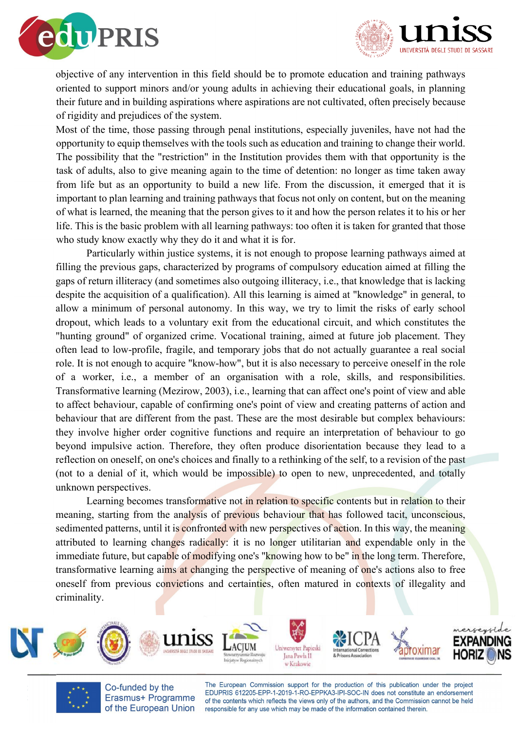objective of any intervention in this field should be to promote education and training pathways oriented to support minors and/or young adults in achieving their educational goals, in planning their future and in building aspirations where aspirations are not cultivated, often precisely because of rigidity and prejudices of the system.

Most of the time, those passing through penal institutions, especially juveniles, have not had the opportunity to equip themselves with the tools such as education and training to change their world. The possibility that the "restriction" in the Institution provides them with that opportunity is the task of adults, also to give meaning again to the time of detention: no longer as time taken away from life but as an opportunity to build a new life. From the discussion, it emerged that it is important to plan learning and training pathways that focus not only on content, but on the meaning of what is learned, the meaning that the person gives to it and how the person relates it to his or her life. This is the basic problem with all learning pathways: too often it is taken for granted that those who study know exactly why they do it and what it is for.

Particularly within justice systems, it is not enough to propose learning pathways aimed at filling the previous gaps, characterized by programs of compulsory education aimed at filling the gaps of return illiteracy (and sometimes also outgoing illiteracy, i.e., that knowledge that is lacking despite the acquisition of a qualification). All this learning is aimed at "knowledge" in general, to allow a minimum of personal autonomy. In this way, we try to limit the risks of early school dropout, which leads to a voluntary exit from the educational circuit, and which constitutes the "hunting ground" of organized crime. Vocational training, aimed at future job placement. They often lead to low-profile, fragile, and temporary jobs that do not actually guarantee a real social role. It is not enough to acquire "know-how", but it is also necessary to perceive oneself in the role of a worker, i.e., a member of an organisation with a role, skills, and responsibilities. Transformative learning (Mezirow, 2003), i.e., learning that can affect one's point of view and able to affect behaviour, capable of confirming one's point of view and creating patterns of action and behaviour that are different from the past. These are the most desirable but complex behaviours: they involve higher order cognitive functions and require an interpretation of behaviour to go beyond impulsive action. Therefore, they often produce disorientation because they lead to a reflection on oneself, on one's choices and finally to a rethinking of the self, to a revision of the past (not to a denial of it, which would be impossible) to open to new, unprecedented, and totally unknown perspectives.

Learning becomes transformative not in relation to specific contents but in relation to their meaning, starting from the analysis of previous behaviour that has followed tacit, unconscious, sedimented patterns, until it is confronted with new perspectives of action. In this way, the meaning attributed to learning changes radically: it is no longer utilitarian and expendable only in the immediate future, but capable of modifying one's "knowing how to be" in the long term. Therefore, transformative learning aims at changing the perspective of meaning of one's actions also to free oneself from previous convictions and certainties, often matured in contexts of illegality and criminality.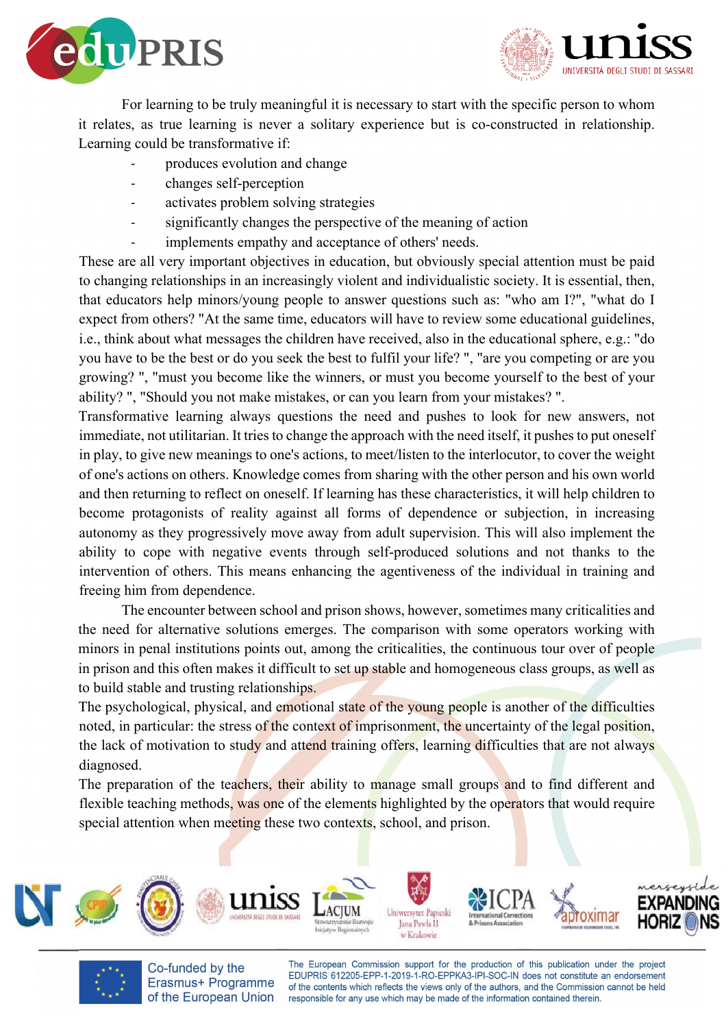For learning to be truly meaningful it is necessary to start with the specific person to whom it relates, as true learning is never a solitary experience but is co-constructed in relationship. Learning could be transformative if:

- produces evolution and change
- changes self-perception
- activates problem solving strategies
- significantly changes the perspective of the meaning of action
- implements empathy and acceptance of others' needs.

These are all very important objectives in education, but obviously special attention must be paid to changing relationships in an increasingly violent and individualistic society. It is essential, then, that educators help minors/young people to answer questions such as: "who am I?", "what do I expect from others? "At the same time, educators will have to review some educational guidelines, i.e., think about what messages the children have received, also in the educational sphere, e.g.: "do you have to be the best or do you seek the best to fulfil your life? ", "are you competing or are you growing? ", "must you become like the winners, or must you become yourself to the best of your ability? ", "Should you not make mistakes, or can you learn from your mistakes? ".

Transformative learning always questions the need and pushes to look for new answers, not immediate, not utilitarian. It tries to change the approach with the need itself, it pushes to put oneself in play, to give new meanings to one's actions, to meet/listen to the interlocutor, to cover the weight of one's actions on others. Knowledge comes from sharing with the other person and his own world and then returning to reflect on oneself. If learning has these characteristics, it will help children to become protagonists of reality against all forms of dependence or subjection, in increasing autonomy as they progressively move away from adult supervision. This will also implement the ability to cope with negative events through self-produced solutions and not thanks to the intervention of others. This means enhancing the agentiveness of the individual in training and freeing him from dependence.

The encounter between school and prison shows, however, sometimes many criticalities and the need for alternative solutions emerges. The comparison with some operators working with minors in penal institutions points out, among the criticalities, the continuous tour over of people in prison and this often makes it difficult to set up stable and homogeneous class groups, as well as to build stable and trusting relationships.

The psychological, physical, and emotional state of the young people is another of the difficulties noted, in particular: the stress of the context of imprisonment, the uncertainty of the legal position, the lack of motivation to study and attend training offers, learning difficulties that are not always diagnosed.

The preparation of the teachers, their ability to manage small groups and to find different and flexible teaching methods, was one of the elements highlighted by the operators that would require special attention when meeting these two contexts, school, and prison.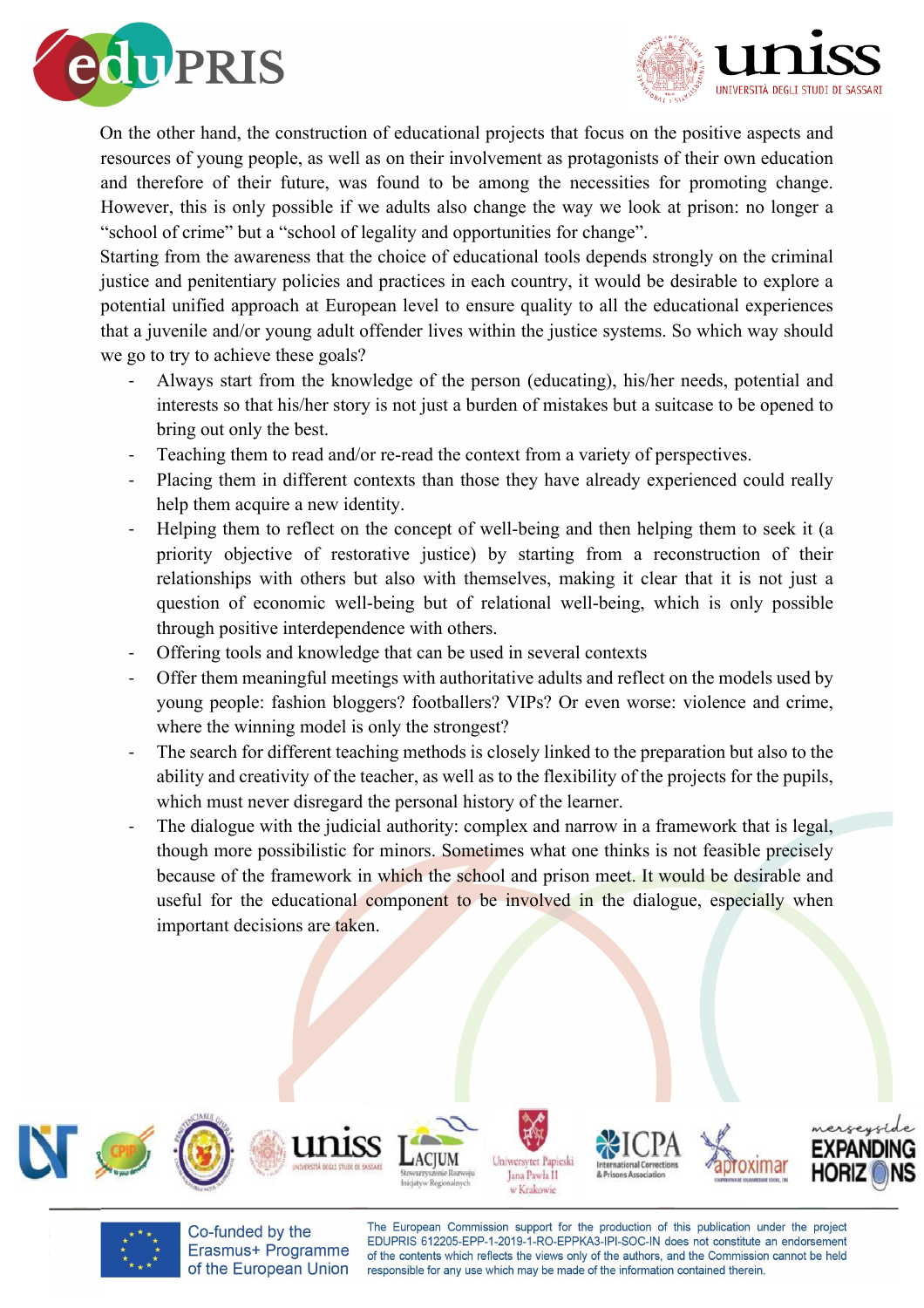On the other hand, the construction of educational projects that focus on the positive aspects and resources of young people, as well as on their involvement as protagonists of their own education and therefore of their future, was found to be among the necessities for promoting change. However, this is only possible if we adults also change the way we look at prison: no longer a "school of crime" but a "school of legality and opportunities for change".

Starting from the awareness that the choice of educational tools depends strongly on the criminal justice and penitentiary policies and practices in each country, it would be desirable to explore a potential unified approach at European level to ensure quality to all the educational experiences that a juvenile and/or young adult offender lives within the justice systems. So which way should we go to try to achieve these goals?

- Always start from the knowledge of the person (educating), his/her needs, potential and interests so that his/her story is not just a burden of mistakes but a suitcase to be opened to bring out only the best.
- Teaching them to read and/or re-read the context from a variety of perspectives.
- Placing them in different contexts than those they have already experienced could really help them acquire a new identity.
- Helping them to reflect on the concept of well-being and then helping them to seek it (a priority objective of restorative justice) by starting from a reconstruction of their relationships with others but also with themselves, making it clear that it is not just a question of economic well-being but of relational well-being, which is only possible through positive interdependence with others.
- Offering tools and knowledge that can be used in several contexts
- Offer them meaningful meetings with authoritative adults and reflect on the models used by young people: fashion bloggers? footballers? VIPs? Or even worse: violence and crime, where the winning model is only the strongest?
- The search for different teaching methods is closely linked to the preparation but also to the ability and creativity of the teacher, as well as to the flexibility of the projects for the pupils, which must never disregard the personal history of the learner.
- The dialogue with the judicial authority: complex and narrow in a framework that is legal, though more possibilistic for minors. Sometimes what one thinks is not feasible precisely because of the framework in which the school and prison meet. It would be desirable and useful for the educational component to be involved in the dialogue, especially when important decisions are taken.